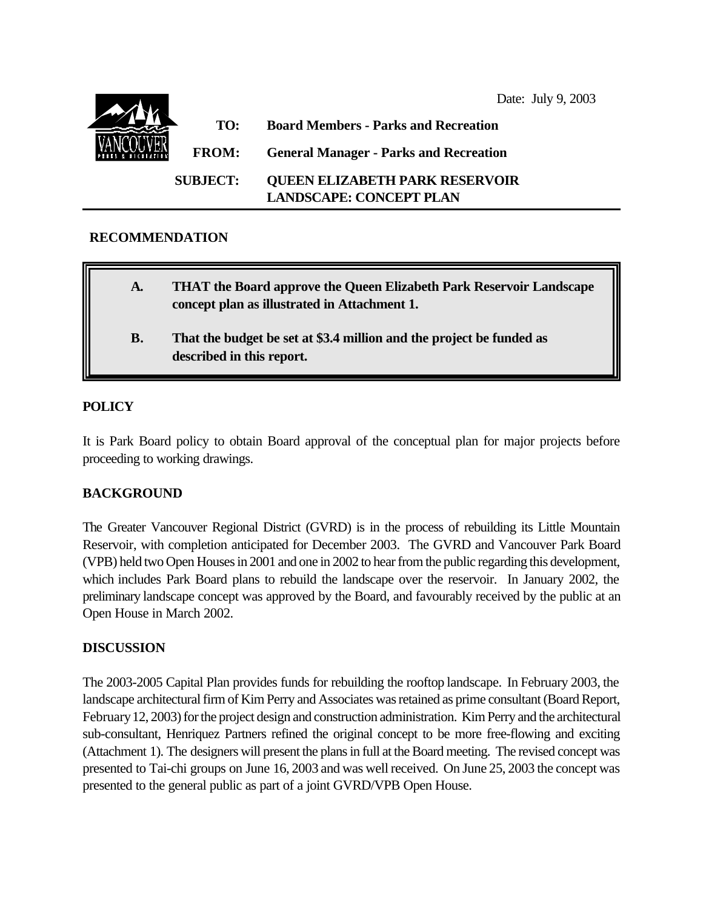Date: July 9, 2003

**TO:** Board Members - Parks and Recreation

**FROM:** General Manager - Parks and Recreation

**SUBJECT:** QUEEN ELIZABETH PARK RESERVOIR LANDSCAPE: CONCEPT PLAN

## RECOMMENDATION

**A. THAT the Board approve the Queen Elizabeth Park Reservoir Landscape concept plan as illustrated in Attachment 1.**

**B. That the budget be set at $3.4 million and the project be funded as described in this report.**

## POLICY

It is Park Board policy to obtain Board approval of the conceptual plan for major projects before proceeding to working drawings.

## BACKGROUND

The Greater Vancouver Regional District (GVRD) is in the process of rebuilding its Little Mountain Reservoir, with completion anticipated for December 2003. The GVRD and Vancouver Park Board (VPB) held two Open Houses in 2001 and one in 2002 to hear from the public regarding this development, which includes Park Board plans to rebuild the landscape over the reservoir. In January 2002, the preliminary landscape concept was approved by the Board, and favourably received by the public at an Open House in March 2002.

## DISCUSSION

The 2003-2005 Capital Plan provides funds for rebuilding the rooftop landscape. In February 2003, the landscape architectural firm of Kim Perry and Associates was retained as prime consultant (Board Report, February 12, 2003) for the project design and construction administration. Kim Perry and the architectural sub-consultant, Henriquez Partners refined the original concept to be more free-flowing and exciting (Attachment 1). The designers will present the plans in full at the Board meeting. The revised concept was presented to Tai-chi groups on June 16, 2003 and was well received. On June 25, 2003 the concept was presented to the general public as part of a joint GVRD/VPB Open House.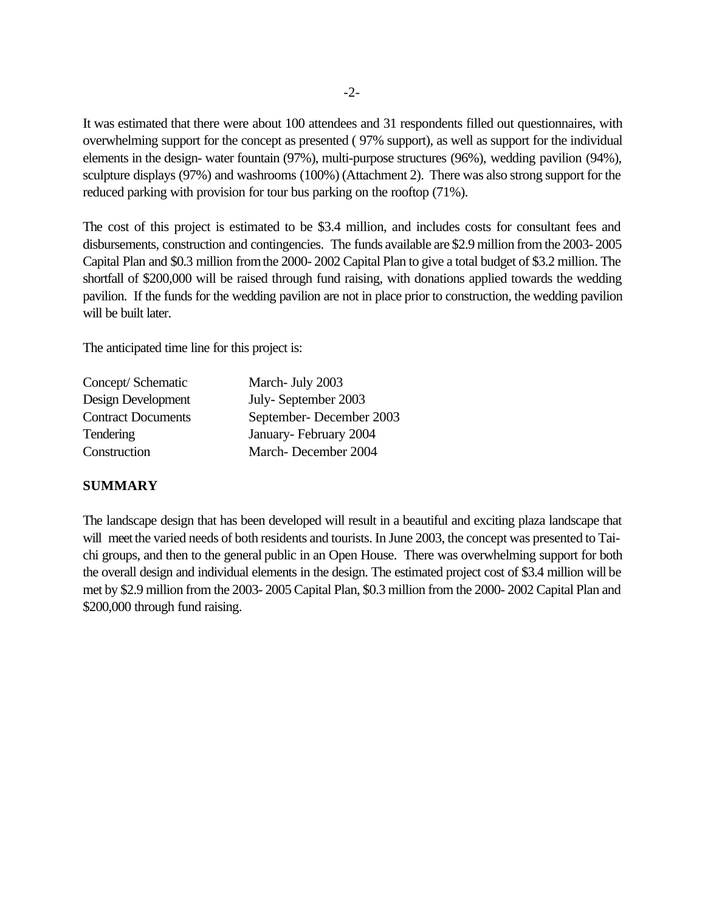It was estimated that there were about 100 attendees and 31 respondents filled out questionnaires, with overwhelming support for the concept as presented ( 97% support), as well as support for the individual elements in the design- water fountain (97%), multi-purpose structures (96%), wedding pavilion (94%), sculpture displays (97%) and washrooms (100%) (Attachment 2). There was also strong support for the reduced parking with provision for tour bus parking on the rooftop (71%).

The cost of this project is estimated to be $3.4 million, and includes costs for consultant fees and disbursements, construction and contingencies. The funds available are $2.9 million from the 2003- 2005 Capital Plan and $0.3 million from the 2000- 2002 Capital Plan to give a total budget of $3.2 million. The shortfall of $200,000 will be raised through fund raising, with donations applied towards the wedding pavilion. If the funds for the wedding pavilion are not in place prior to construction, the wedding pavilion will be built later.

The anticipated time line for this project is:

| | |
|---|---|
| Concept/ Schematic | March- July 2003 |
| Design Development | July- September 2003 |
| Contract Documents | September- December 2003 |
| Tendering | January- February 2004 |
| Construction | March- December 2004 |

## SUMMARY

The landscape design that has been developed will result in a beautiful and exciting plaza landscape that will meet the varied needs of both residents and tourists. In June 2003, the concept was presented to Tai-chi groups, and then to the general public in an Open House. There was overwhelming support for both the overall design and individual elements in the design. The estimated project cost of $3.4 million will be met by $2.9 million from the 2003- 2005 Capital Plan, $0.3 million from the 2000- 2002 Capital Plan and $200,000 through fund raising.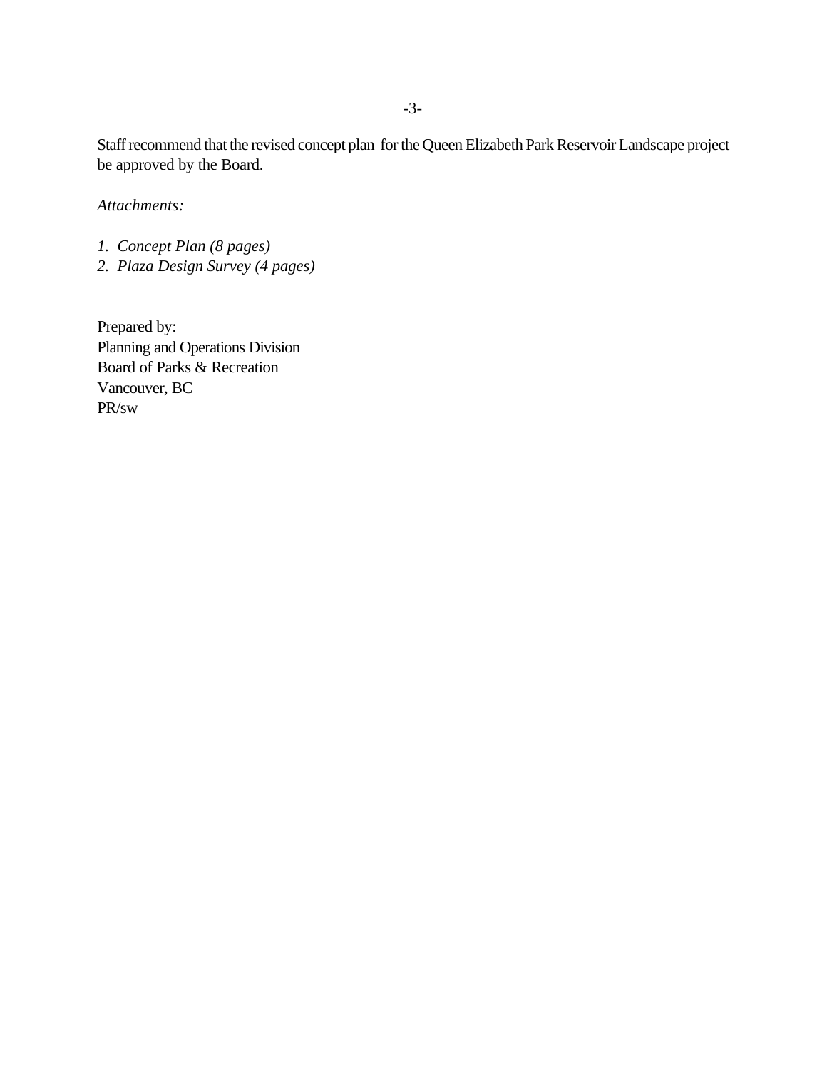Staff recommend that the revised concept plan for the Queen Elizabeth Park Reservoir Landscape project be approved by the Board.

*Attachments:*

1. *Concept Plan (8 pages)*
2. *Plaza Design Survey (4 pages)*

Prepared by:
Planning and Operations Division
Board of Parks & Recreation
Vancouver, BC
PR/sw